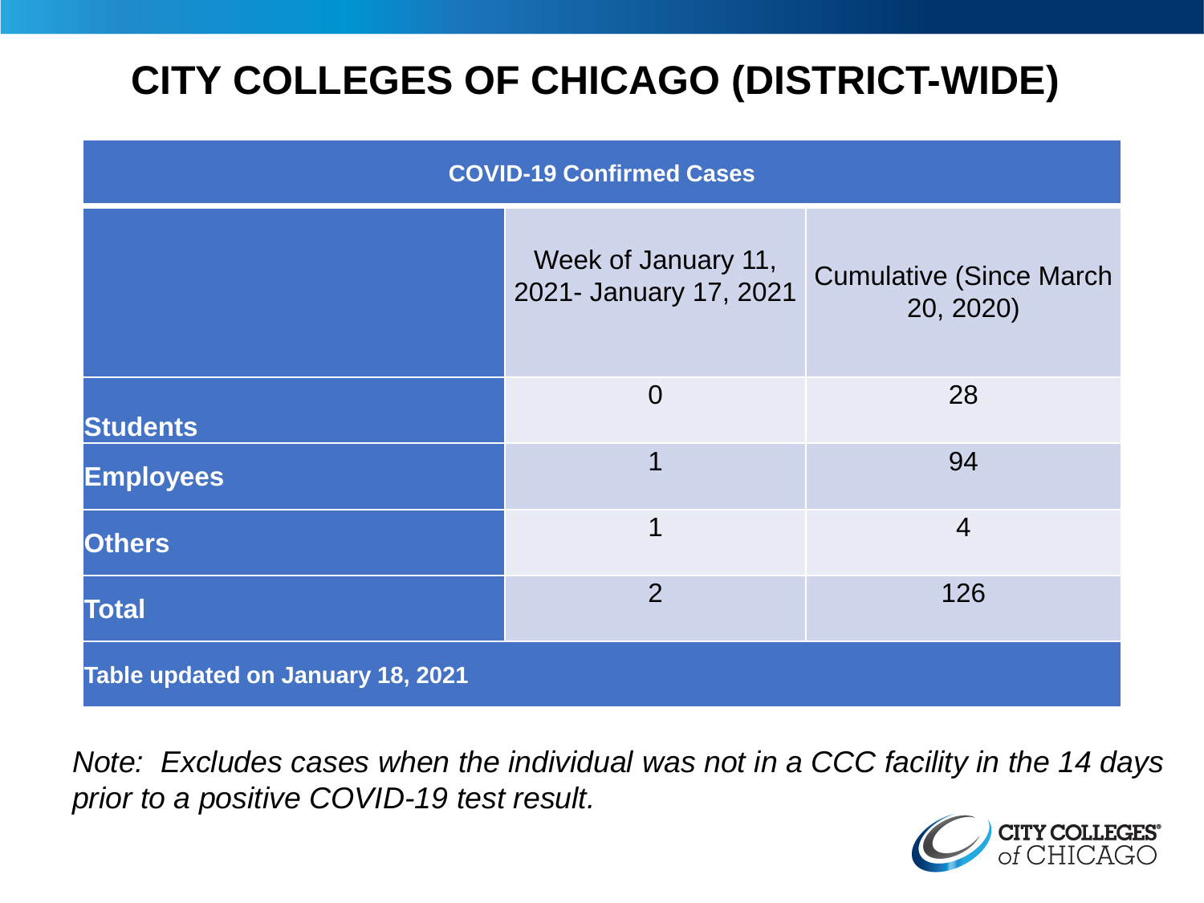# CITY COLLEGES OF CHICAGO (DISTRICT-WIDE)

| COVID-19 Confirmed Cases | | |
|---|---|---|
| | Week of January 11, 2021- January 17, 2021 | Cumulative (Since March 20, 2020) |
| **Students** | 0 | 28 |
| **Employees** | 1 | 94 |
| **Others** | 1 | 4 |
| **Total** | 2 | 126 |
| **Table updated on January 18, 2021** | | |

*Note: Excludes cases when the individual was not in a CCC facility in the 14 days prior to a positive COVID-19 test result.*

CITY COLLEGES of CHICAGO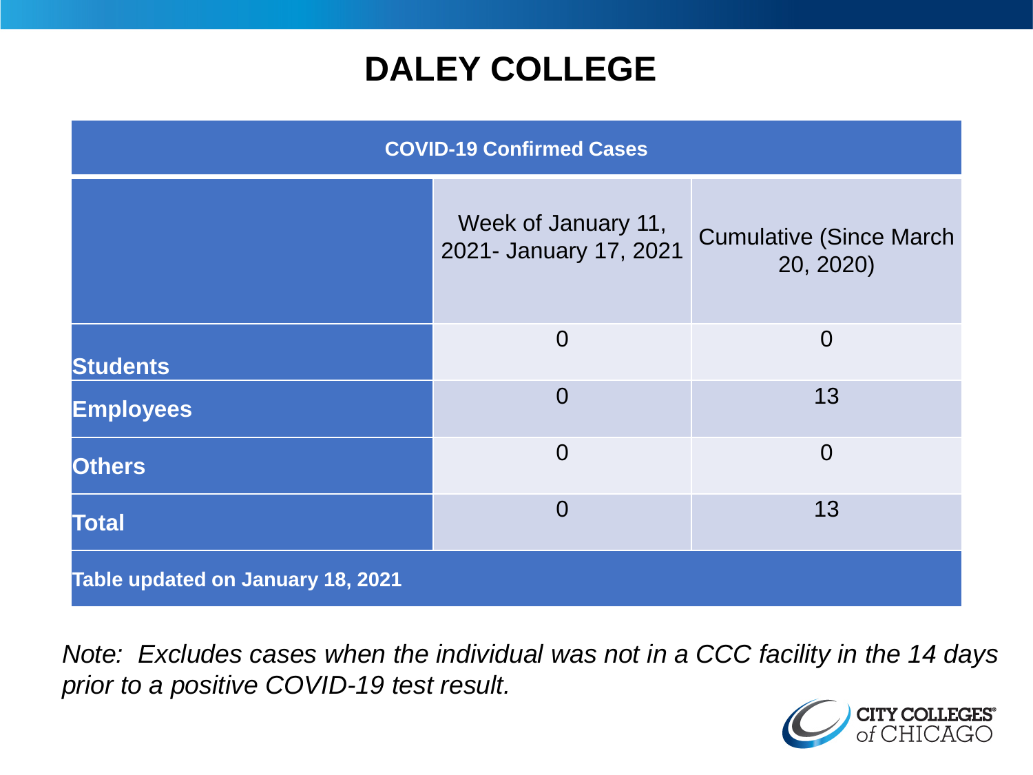# DALEY COLLEGE

| COVID-19 Confirmed Cases | | |
|---|---|---|
| | Week of January 11, 2021- January 17, 2021 | Cumulative (Since March 20, 2020) |
| **Students** | 0 | 0 |
| **Employees** | 0 | 13 |
| **Others** | 0 | 0 |
| **Total** | 0 | 13 |
| **Table updated on January 18, 2021** | | |

*Note: Excludes cases when the individual was not in a CCC facility in the 14 days prior to a positive COVID-19 test result.*

CITY COLLEGES of CHICAGO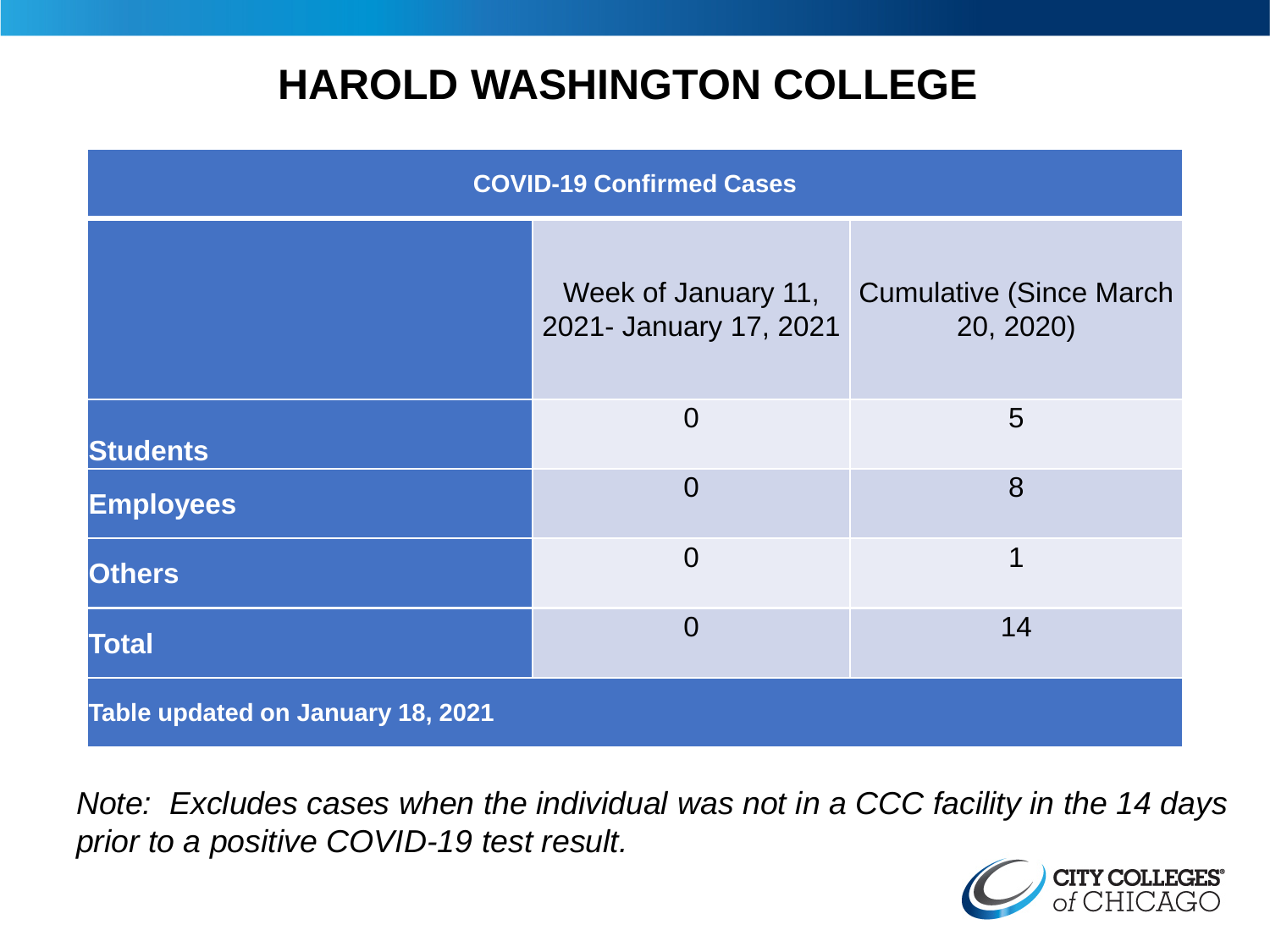# HAROLD WASHINGTON COLLEGE

| COVID-19 Confirmed Cases | | |
|---|---|---|
| | Week of January 11, 2021- January 17, 2021 | Cumulative (Since March 20, 2020) |
| **Students** | 0 | 5 |
| **Employees** | 0 | 8 |
| **Others** | 0 | 1 |
| **Total** | 0 | 14 |
| **Table updated on January 18, 2021** | | |

*Note: Excludes cases when the individual was not in a CCC facility in the 14 days prior to a positive COVID-19 test result.*

CITY COLLEGES of CHICAGO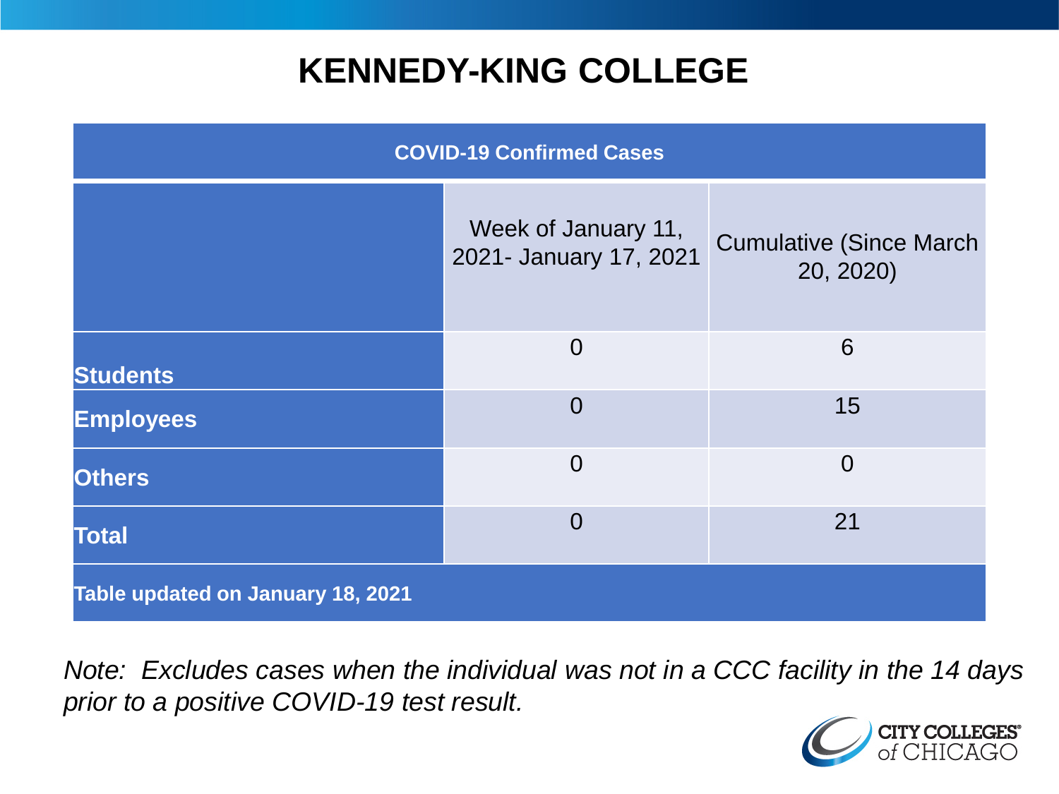# KENNEDY-KING COLLEGE

| COVID-19 Confirmed Cases | | |
|---|---|---|
| | Week of January 11, 2021- January 17, 2021 | Cumulative (Since March 20, 2020) |
| **Students** | 0 | 6 |
| **Employees** | 0 | 15 |
| **Others** | 0 | 0 |
| **Total** | 0 | 21 |
| **Table updated on January 18, 2021** | | |

*Note: Excludes cases when the individual was not in a CCC facility in the 14 days prior to a positive COVID-19 test result.*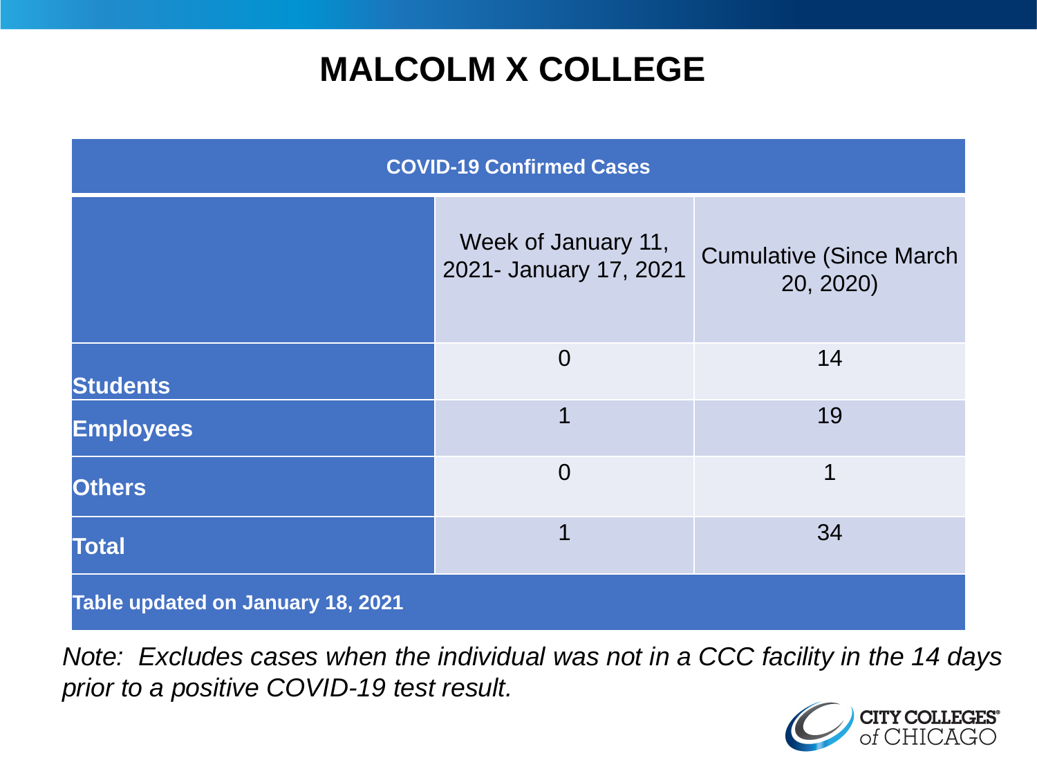# MALCOLM X COLLEGE

| COVID-19 Confirmed Cases | | |
|---|---|---|
| | Week of January 11, 2021- January 17, 2021 | Cumulative (Since March 20, 2020) |
| **Students** | 0 | 14 |
| **Employees** | 1 | 19 |
| **Others** | 0 | 1 |
| **Total** | 1 | 34 |
| **Table updated on January 18, 2021** | | |

*Note: Excludes cases when the individual was not in a CCC facility in the 14 days prior to a positive COVID-19 test result.*

CITY COLLEGES of CHICAGO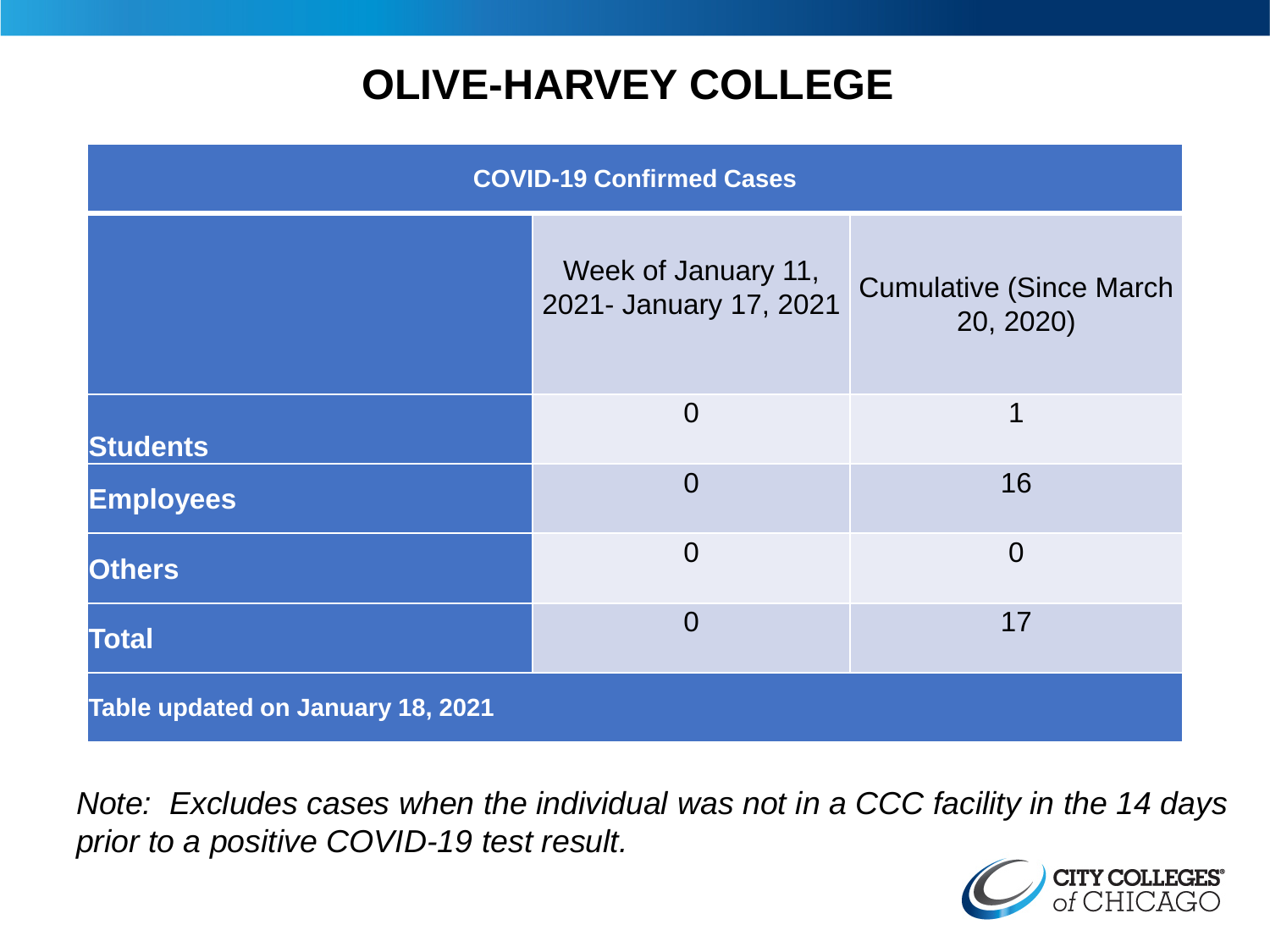# OLIVE-HARVEY COLLEGE

| COVID-19 Confirmed Cases | | |
|---|---|---|
| | Week of January 11, 2021- January 17, 2021 | Cumulative (Since March 20, 2020) |
| **Students** | 0 | 1 |
| **Employees** | 0 | 16 |
| **Others** | 0 | 0 |
| **Total** | 0 | 17 |
| **Table updated on January 18, 2021** | | |

*Note: Excludes cases when the individual was not in a CCC facility in the 14 days prior to a positive COVID-19 test result.*

CITY COLLEGES of CHICAGO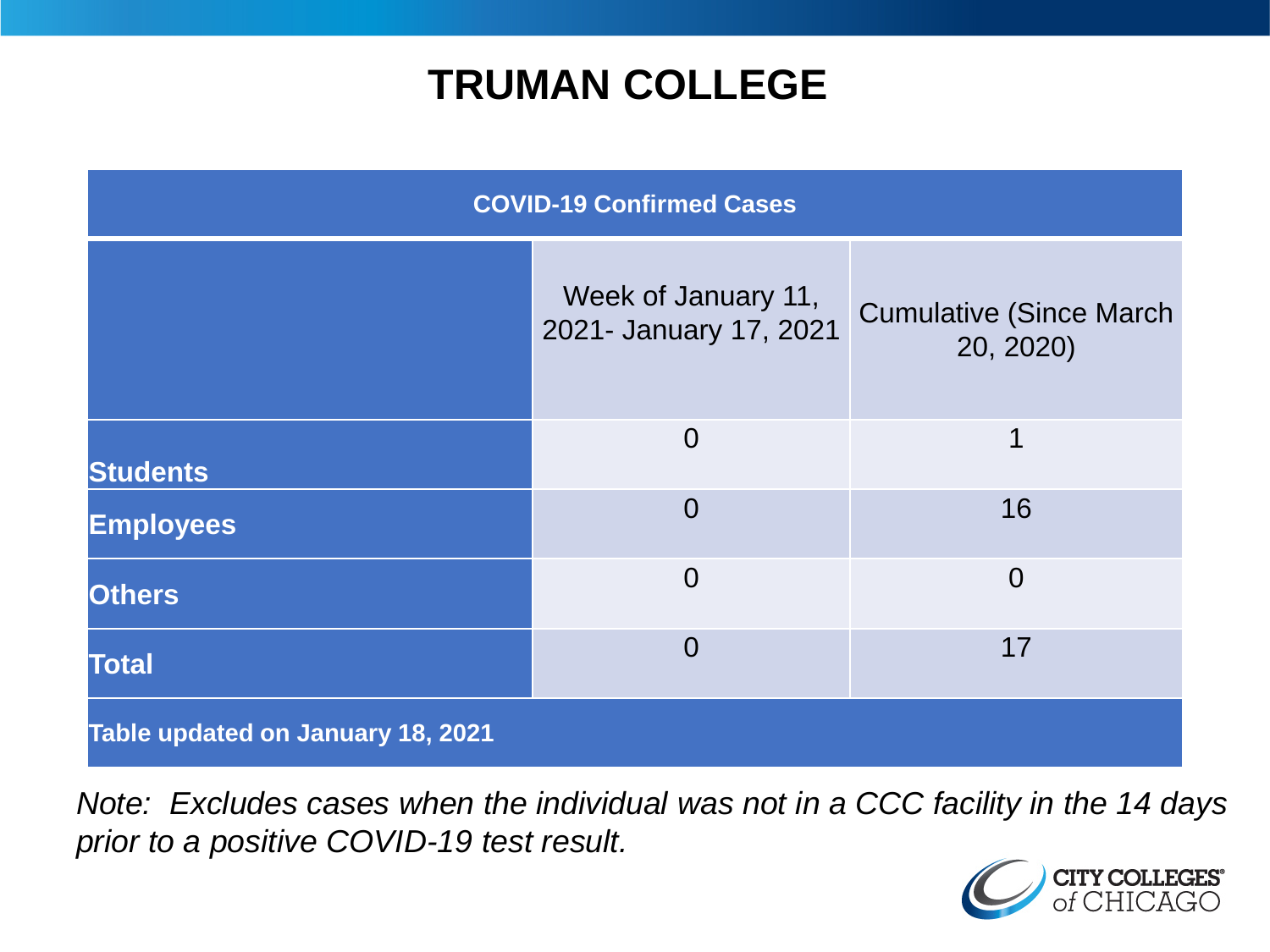# TRUMAN COLLEGE

| COVID-19 Confirmed Cases | | |
|---|---|---|
| | Week of January 11, 2021- January 17, 2021 | Cumulative (Since March 20, 2020) |
| **Students** | 0 | 1 |
| **Employees** | 0 | 16 |
| **Others** | 0 | 0 |
| **Total** | 0 | 17 |
| **Table updated on January 18, 2021** | | |

*Note: Excludes cases when the individual was not in a CCC facility in the 14 days prior to a positive COVID-19 test result.*

CITY COLLEGES of CHICAGO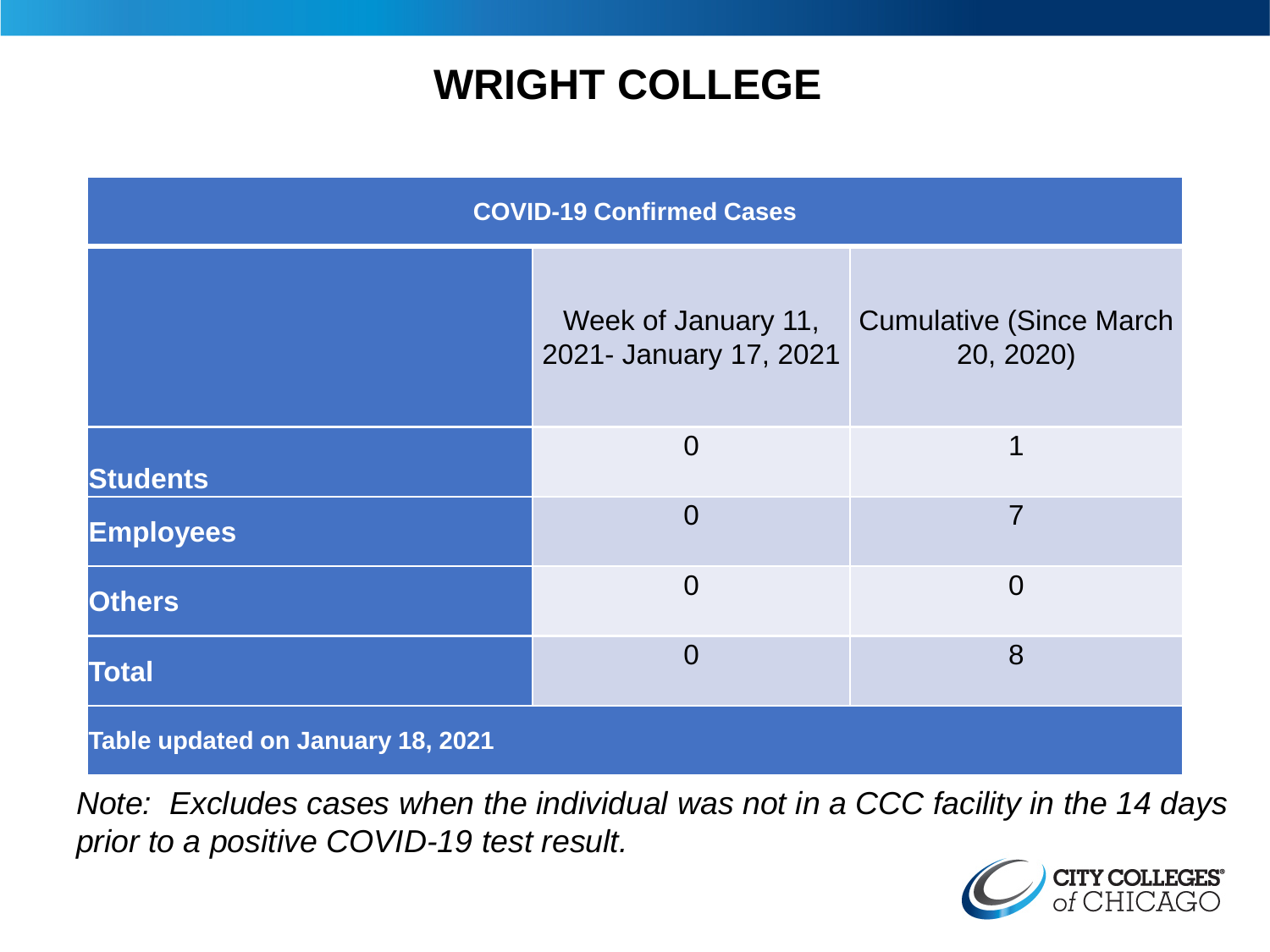# WRIGHT COLLEGE

| COVID-19 Confirmed Cases | | |
|---|---|---|
| | Week of January 11, 2021- January 17, 2021 | Cumulative (Since March 20, 2020) |
| **Students** | 0 | 1 |
| **Employees** | 0 | 7 |
| **Others** | 0 | 0 |
| **Total** | 0 | 8 |
| **Table updated on January 18, 2021** | | |

*Note: Excludes cases when the individual was not in a CCC facility in the 14 days prior to a positive COVID-19 test result.*

CITY COLLEGES of CHICAGO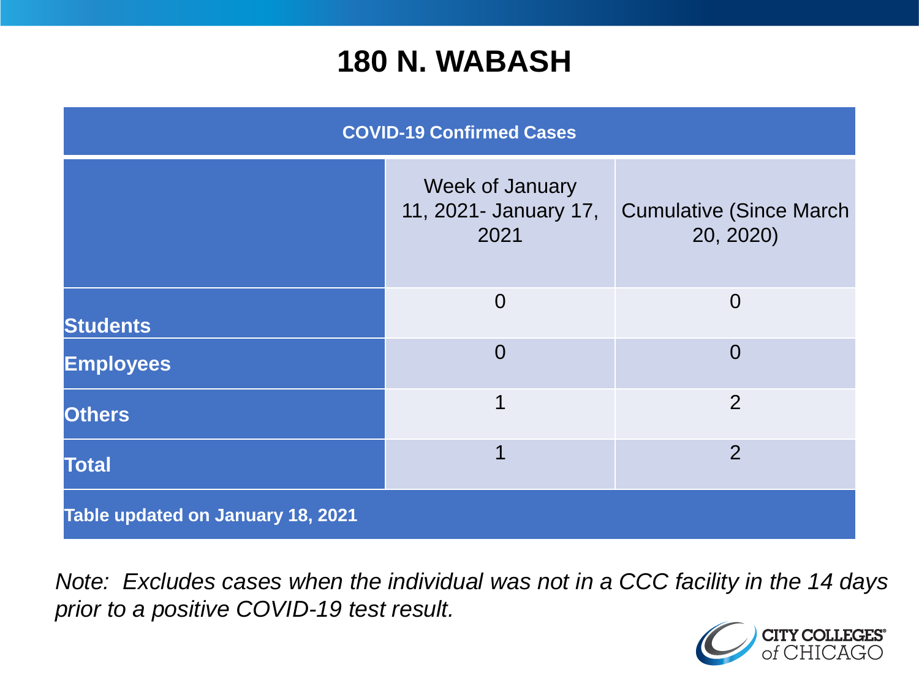# 180 N. WABASH

| COVID-19 Confirmed Cases | | |
|---|---|---|
| | Week of January 11, 2021- January 17, 2021 | Cumulative (Since March 20, 2020) |
| **Students** | 0 | 0 |
| **Employees** | 0 | 0 |
| **Others** | 1 | 2 |
| **Total** | 1 | 2 |
| **Table updated on January 18, 2021** | | |

*Note: Excludes cases when the individual was not in a CCC facility in the 14 days prior to a positive COVID-19 test result.*

CITY COLLEGES of CHICAGO